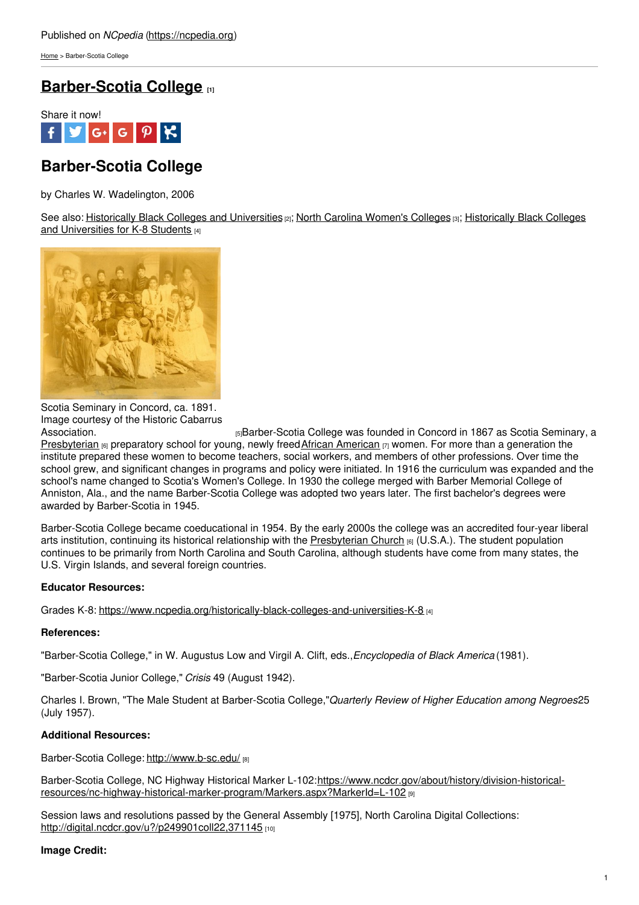Published on *NCpedia* (https://ncpedia.org)

Home > Barber-Scotia College

# Barber-Scotia College [1]

Share it now!

## Barber-Scotia College

by Charles W. Wadelington, 2006

See also: Historically Black Colleges and Universities [2]; North Carolina Women's Colleges [3]; Historically Black Colleges and Universities for K-8 Students [4]

Scotia Seminary in Concord, ca. 1891. Image courtesy of the Historic Cabarrus Association. [5]

Barber-Scotia College was founded in Concord in 1867 as Scotia Seminary, a Presbyterian [6] preparatory school for young, newly freed African American [7] women. For more than a generation the institute prepared these women to become teachers, social workers, and members of other professions. Over time the school grew, and significant changes in programs and policy were initiated. In 1916 the curriculum was expanded and the school's name changed to Scotia's Women's College. In 1930 the college merged with Barber Memorial College of Anniston, Ala., and the name Barber-Scotia College was adopted two years later. The first bachelor's degrees were awarded by Barber-Scotia in 1945.

Barber-Scotia College became coeducational in 1954. By the early 2000s the college was an accredited four-year liberal arts institution, continuing its historical relationship with the Presbyterian Church [6] (U.S.A.). The student population continues to be primarily from North Carolina and South Carolina, although students have come from many states, the U.S. Virgin Islands, and several foreign countries.

**Educator Resources:**

Grades K-8: https://www.ncpedia.org/historically-black-colleges-and-universities-K-8 [4]

**References:**

"Barber-Scotia College," in W. Augustus Low and Virgil A. Clift, eds., *Encyclopedia of Black America* (1981).

"Barber-Scotia Junior College," *Crisis* 49 (August 1942).

Charles I. Brown, "The Male Student at Barber-Scotia College," *Quarterly Review of Higher Education among Negroes* 25 (July 1957).

**Additional Resources:**

Barber-Scotia College: http://www.b-sc.edu/ [8]

Barber-Scotia College, NC Highway Historical Marker L-102: https://www.ncdcr.gov/about/history/division-historical-resources/nc-highway-historical-marker-program/Markers.aspx?MarkerId=L-102 [9]

Session laws and resolutions passed by the General Assembly [1975], North Carolina Digital Collections: http://digital.ncdcr.gov/u?/p249901coll22,371145 [10]

**Image Credit:**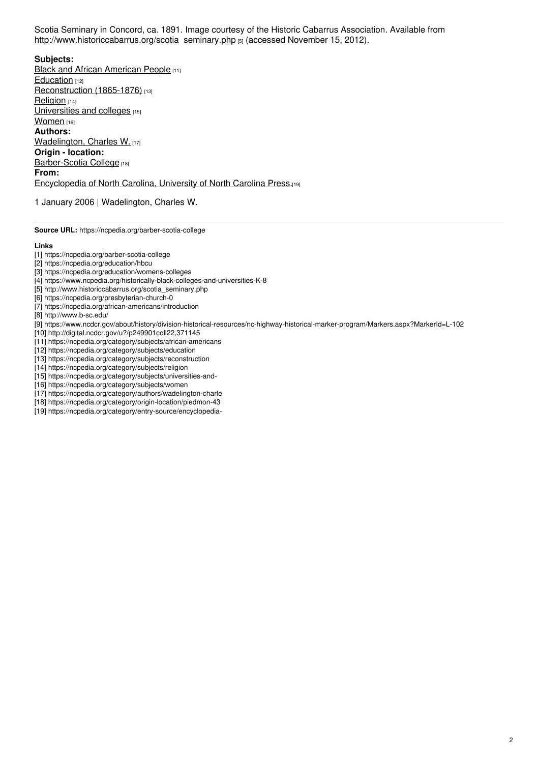Scotia Seminary in Concord, ca. 1891. Image courtesy of the Historic Cabarrus Association. Available from http://www.historiccabarrus.org/scotia_seminary.php [5] (accessed November 15, 2012).

**Subjects:**
Black and African American People [11]
Education [12]
Reconstruction (1865-1876) [13]
Religion [14]
Universities and colleges [15]
Women [16]
**Authors:**
Wadelington, Charles W. [17]
**Origin - location:**
Barber-Scotia College [18]
**From:**
Encyclopedia of North Carolina, University of North Carolina Press.[19]

1 January 2006 | Wadelington, Charles W.

---

**Source URL:** https://ncpedia.org/barber-scotia-college

**Links**

[1] https://ncpedia.org/barber-scotia-college
[2] https://ncpedia.org/education/hbcu
[3] https://ncpedia.org/education/womens-colleges
[4] https://www.ncpedia.org/historically-black-colleges-and-universities-K-8
[5] http://www.historiccabarrus.org/scotia_seminary.php
[6] https://ncpedia.org/presbyterian-church-0
[7] https://ncpedia.org/african-americans/introduction
[8] http://www.b-sc.edu/
[9] https://www.ncdcr.gov/about/history/division-historical-resources/nc-highway-historical-marker-program/Markers.aspx?MarkerId=L-102
[10] http://digital.ncdcr.gov/u?/p249901coll22,371145
[11] https://ncpedia.org/category/subjects/african-americans
[12] https://ncpedia.org/category/subjects/education
[13] https://ncpedia.org/category/subjects/reconstruction
[14] https://ncpedia.org/category/subjects/religion
[15] https://ncpedia.org/category/subjects/universities-and-
[16] https://ncpedia.org/category/subjects/women
[17] https://ncpedia.org/category/authors/wadelington-charle
[18] https://ncpedia.org/category/origin-location/piedmon-43
[19] https://ncpedia.org/category/entry-source/encyclopedia-